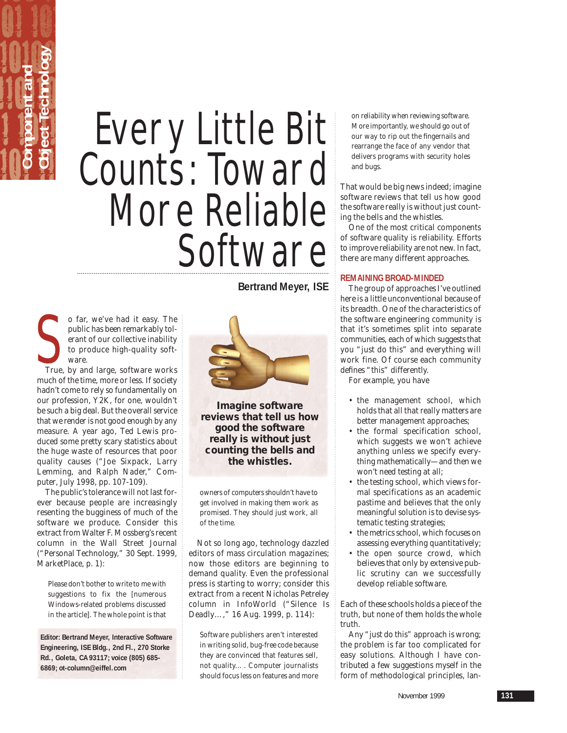# Every Little Bit Counts: Toward More Reliable Software

**Bertrand Meyer, ISE**

So far, we've had it easy. The public has been remarkably tolerant of our collective inability to produce high-quality software.

True, by and large, software works much of the time, more or less. If society hadn't come to rely so fundamentally on our profession, Y2K, for one, wouldn't be such a big deal. But the overall service that we render is not good enough by any measure. A year ago, Ted Lewis produced some pretty scary statistics about the huge waste of resources that poor quality causes ("Joe Sixpack, Larry Lemming, and Ralph Nader," Computer, July 1998, pp. 107-109).

The public's tolerance will not last forever because people are increasingly resenting the bugginess of much of the software we produce. Consider this extract from Walter F. Mossberg's recent column in the Wall Street Journal ("Personal Technology," 30 Sept. 1999, MarketPlace, p. 1):

> Please don't bother to write to me with suggestions to fix the [numerous Windows-related problems discussed in the article]. The whole point is that owners of computers shouldn't have to get involved in making them work as promised. They should just work, all of the time.

**Imagine software reviews that tell us how good the software really is without just counting the bells and the whistles.**

Not so long ago, technology dazzled editors of mass circulation magazines; now those editors are beginning to demand quality. Even the professional press is starting to worry; consider this extract from a recent Nicholas Petreley column in InfoWorld ("Silence Is Deadly…," 16 Aug. 1999, p. 114):

> Software publishers aren't interested in writing solid, bug-free code because they are convinced that features sell, not quality… . Computer journalists should focus less on features and more on reliability when reviewing software. More importantly, we should go out of our way to rip out the fingernails and rearrange the face of any vendor that delivers programs with security holes and bugs.

That would be big news indeed; imagine software reviews that tell us how good the software really is without just counting the bells and the whistles.

One of the most critical components of software quality is reliability. Efforts to improve reliability are not new. In fact, there are many different approaches.

## REMAINING BROAD-MINDED

The group of approaches I've outlined here is a little unconventional because of its breadth. One of the characteristics of the software engineering community is that it's sometimes split into separate communities, each of which suggests that you "just do this" and everything will work fine. Of course each community defines "this" differently.

For example, you have

- the management school, which holds that all that really matters are better management approaches;
- the formal specification school, which suggests we won't achieve anything unless we specify everything mathematically—and then we won't need testing at all;
- the testing school, which views formal specifications as an academic pastime and believes that the only meaningful solution is to devise systematic testing strategies;
- the metrics school, which focuses on assessing everything quantitatively;
- the open source crowd, which believes that only by extensive public scrutiny can we successfully develop reliable software.

Each of these schools holds a piece of the truth, but none of them holds the whole truth.

Any "just do this" approach is wrong; the problem is far too complicated for easy solutions. Although I have contributed a few suggestions myself in the form of methodological principles, lan-

**Editor: Bertrand Meyer, Interactive Software Engineering, ISE Bldg., 2nd Fl., 270 Storke Rd., Goleta, CA 93117; voice (805) 685-6869; ot-column@eiffel.com**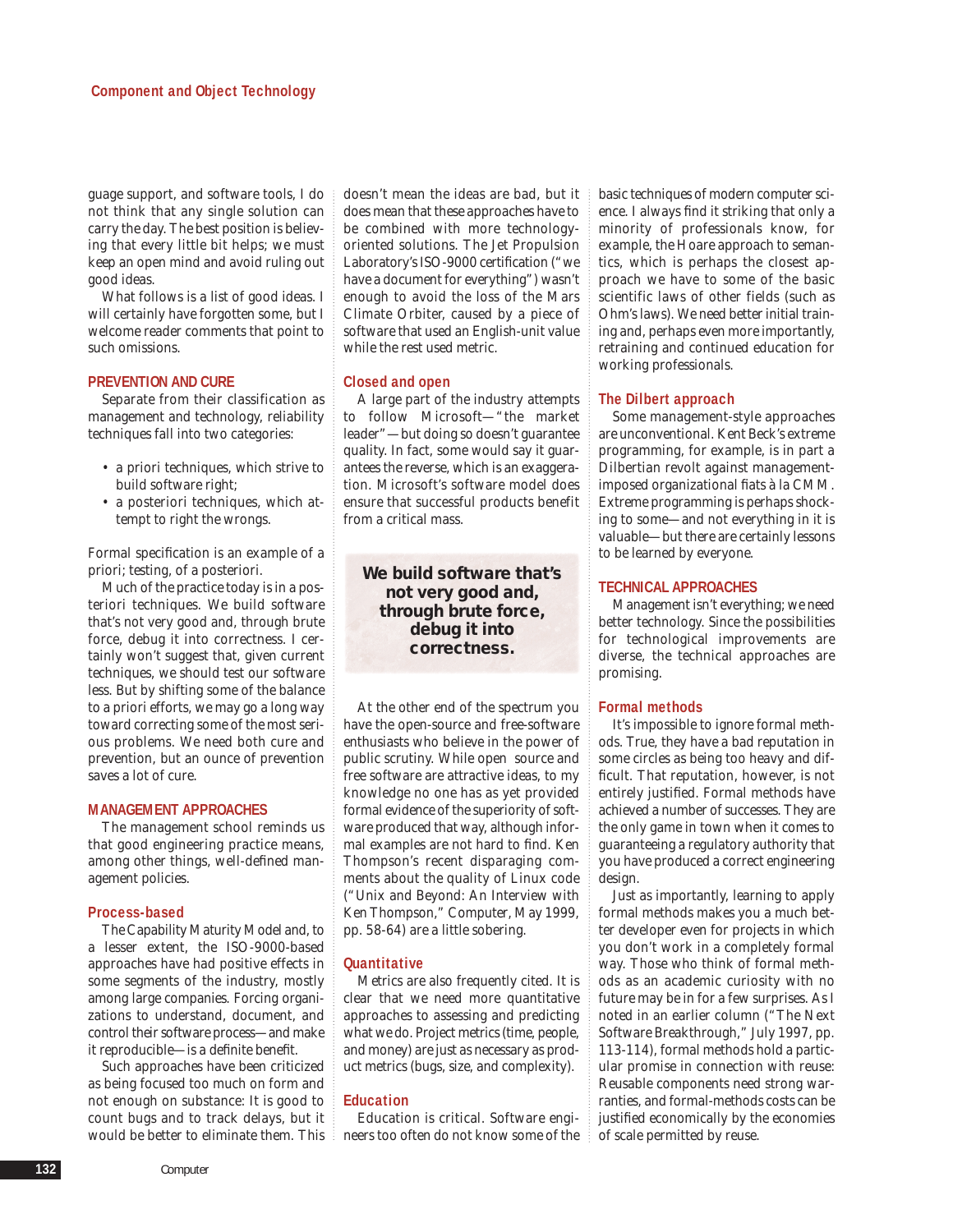guage support, and software tools, I do not think that any single solution can carry the day. The best position is believing that every little bit helps; we must keep an open mind and avoid ruling out good ideas.

What follows is a list of good ideas. I will certainly have forgotten some, but I welcome reader comments that point to such omissions.

## PREVENTION AND CURE

Separate from their classification as management and technology, reliability techniques fall into two categories:

- a priori techniques, which strive to build software right;
- a posteriori techniques, which attempt to right the wrongs.

Formal specification is an example of a priori; testing, of a posteriori.

Much of the practice today is in a posteriori techniques. We build software that's not very good and, through brute force, debug it into correctness. I certainly won't suggest that, given current techniques, we should test our software less. But by shifting some of the balance to a priori efforts, we may go a long way toward correcting some of the most serious problems. We need both cure and prevention, but an ounce of prevention saves a lot of cure.

## MANAGEMENT APPROACHES

The management school reminds us that good engineering practice means, among other things, well-defined management policies.

### Process-based

The Capability Maturity Model and, to a lesser extent, the ISO-9000-based approaches have had positive effects in some segments of the industry, mostly among large companies. Forcing organizations to understand, document, and control their software process—and make it reproducible—is a definite benefit.

Such approaches have been criticized as being focused too much on form and not enough on substance: It is good to count bugs and to track delays, but it would be better to eliminate them. This doesn't mean the ideas are bad, but it does mean that these approaches have to be combined with more technology-oriented solutions. The Jet Propulsion Laboratory's ISO-9000 certification ("we have a document for everything") wasn't enough to avoid the loss of the Mars Climate Orbiter, caused by a piece of software that used an English-unit value while the rest used metric.

### Closed and open

A large part of the industry attempts to follow Microsoft—"the market leader"—but doing so doesn't guarantee quality. In fact, some would say it guarantees the reverse, which is an exaggeration. Microsoft's software model does ensure that successful products benefit from a critical mass.

**We build software that's not very good and, through brute force, debug it into correctness.**

At the other end of the spectrum you have the open-source and free-software enthusiasts who believe in the power of public scrutiny. While open source and free software are attractive ideas, to my knowledge no one has as yet provided formal evidence of the superiority of software produced that way, although informal examples are not hard to find. Ken Thompson's recent disparaging comments about the quality of Linux code ("Unix and Beyond: An Interview with Ken Thompson," Computer, May 1999, pp. 58-64) are a little sobering.

### Quantitative

Metrics are also frequently cited. It is clear that we need more quantitative approaches to assessing and predicting what we do. Project metrics (time, people, and money) are just as necessary as product metrics (bugs, size, and complexity).

### Education

Education is critical. Software engineers too often do not know some of the basic techniques of modern computer science. I always find it striking that only a minority of professionals know, for example, the Hoare approach to semantics, which is perhaps the closest approach we have to some of the basic scientific laws of other fields (such as Ohm's laws). We need better initial training and, perhaps even more importantly, retraining and continued education for working professionals.

### The Dilbert approach

Some management-style approaches are unconventional. Kent Beck's extreme programming, for example, is in part a Dilbertian revolt against management-imposed organizational fiats à la CMM. Extreme programming is perhaps shocking to some—and not everything in it is valuable—but there are certainly lessons to be learned by everyone.

## TECHNICAL APPROACHES

Management isn't everything; we need better technology. Since the possibilities for technological improvements are diverse, the technical approaches are promising.

### Formal methods

It's impossible to ignore formal methods. True, they have a bad reputation in some circles as being too heavy and difficult. That reputation, however, is not entirely justified. Formal methods have achieved a number of successes. They are the only game in town when it comes to guaranteeing a regulatory authority that you have produced a correct engineering design.

Just as importantly, learning to apply formal methods makes you a much better developer even for projects in which you don't work in a completely formal way. Those who think of formal methods as an academic curiosity with no future may be in for a few surprises. As I noted in an earlier column ("The Next Software Breakthrough," July 1997, pp. 113-114), formal methods hold a particular promise in connection with reuse: Reusable components need strong warranties, and formal-methods costs can be justified economically by the economies of scale permitted by reuse.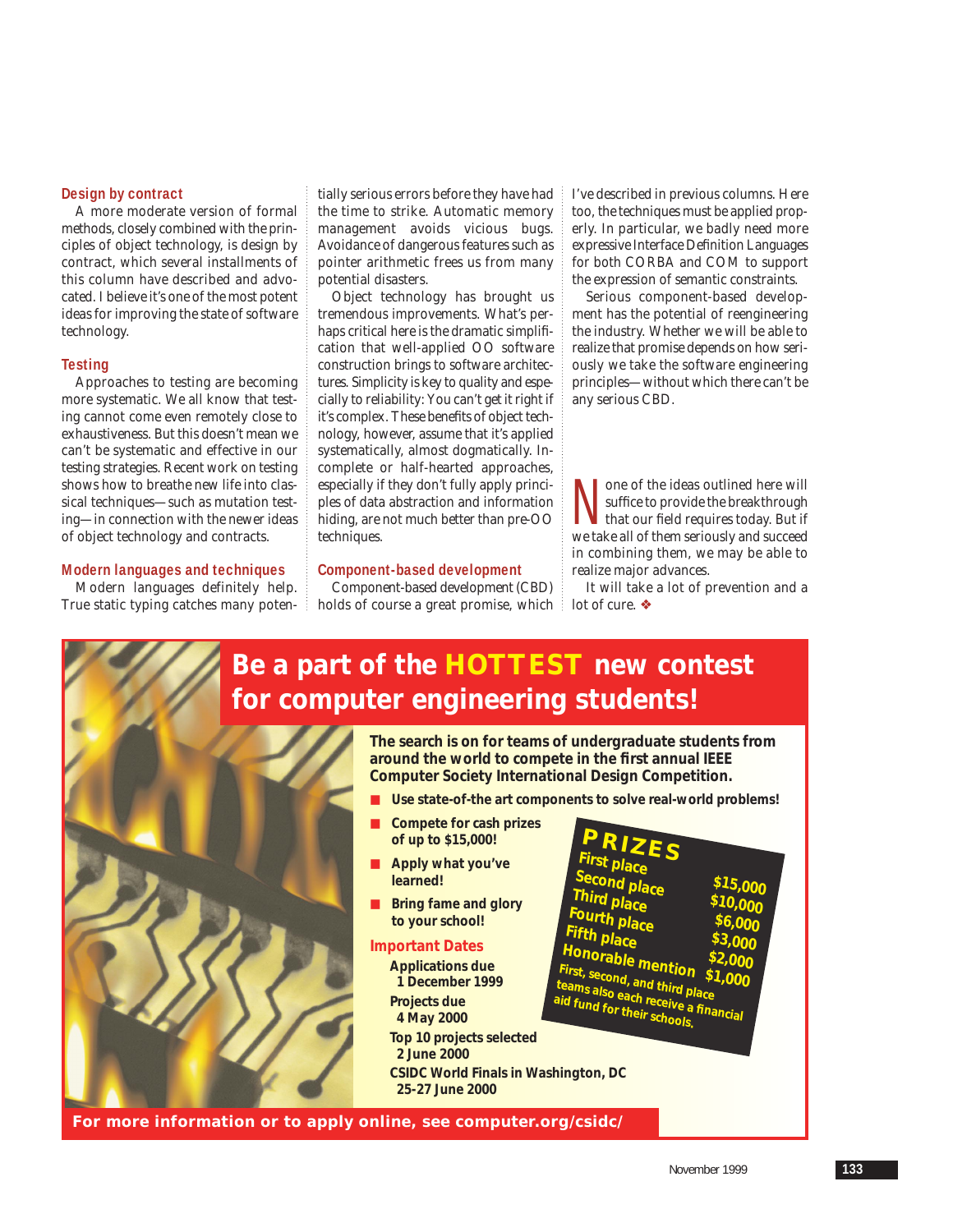### Design by contract

A more moderate version of formal methods, closely combined with the principles of object technology, is design by contract, which several installments of this column have described and advocated. I believe it's one of the most potent ideas for improving the state of software technology.

### Testing

Approaches to testing are becoming more systematic. We all know that testing cannot come even remotely close to exhaustiveness. But this doesn't mean we can't be systematic and effective in our testing strategies. Recent work on testing shows how to breathe new life into classical techniques—such as mutation testing—in connection with the newer ideas of object technology and contracts.

### Modern languages and techniques

Modern languages definitely help. True static typing catches many potentially serious errors before they have had the time to strike. Automatic memory management avoids vicious bugs. Avoidance of dangerous features such as pointer arithmetic frees us from many potential disasters.

Object technology has brought us tremendous improvements. What's perhaps critical here is the dramatic simplification that well-applied OO software construction brings to software architectures. Simplicity is key to quality and especially to reliability: You can't get it right if it's complex. These benefits of object technology, however, assume that it's applied systematically, almost dogmatically. Incomplete or half-hearted approaches, especially if they don't fully apply principles of data abstraction and information hiding, are not much better than pre-OO techniques.

### Component-based development

Component-based development (CBD) holds of course a great promise, which I've described in previous columns. Here too, the techniques must be applied properly. In particular, we badly need more expressive Interface Definition Languages for both CORBA and COM to support the expression of semantic constraints.

Serious component-based development has the potential of reengineering the industry. Whether we will be able to realize that promise depends on how seriously we take the software engineering principles—without which there can't be any serious CBD.

None of the ideas outlined here will suffice to provide the breakthrough that our field requires today. But if we take all of them seriously and succeed in combining them, we may be able to realize major advances.

It will take a lot of prevention and a lot of cure. ❖

## Be a part of the HOTTEST new contest for computer engineering students!

**The search is on for teams of undergraduate students from around the world to compete in the first annual IEEE Computer Society International Design Competition.**

- **Use state-of-the art components to solve real-world problems!**
- **Compete for cash prizes of up to $15,000!**
- **Apply what you've learned!**
- **Bring fame and glory to your school!**

**PRIZES**

| | |
|---|---|
| First place | $15,000 |
| Second place | $10,000 |
| Third place | $6,000 |
| Fourth place | $3,000 |
| Fifth place | $2,000 |
| Honorable mention | $1,000 |

First, second, and third place teams also each receive a financial aid fund for their schools.

### Important Dates

**Applications due**
1 December 1999

**Projects due**
4 May 2000

**Top 10 projects selected**
2 June 2000

**CSIDC World Finals in Washington, DC**
25-27 June 2000

**For more information or to apply online, see computer.org/csidc/**